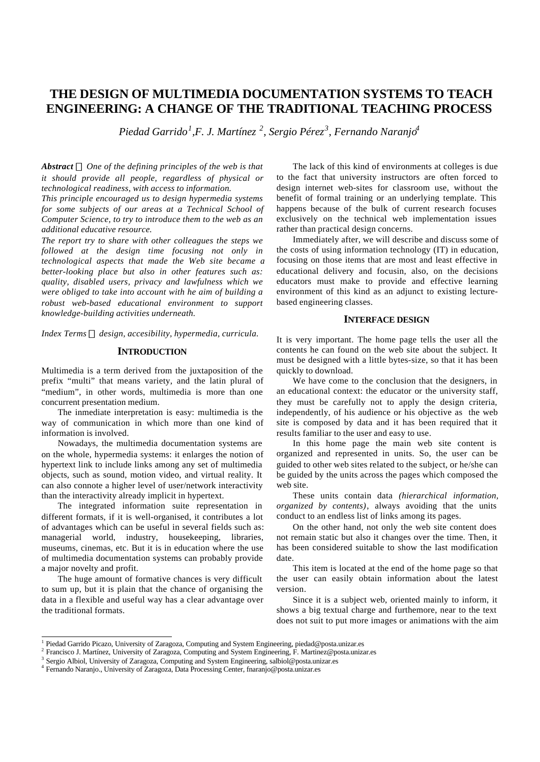# THE DESIGN OF MULTIMEDIA DOCUMENTATION SYSTEMS TO TEACH ENGINEERING: A CHANGE OF THE TRADITIONAL TEACHING PROCESS

*Piedad Garrido[1], F. J. Martínez [2], Sergio Pérez[3], Fernando Naranjo[4]*

***Abstract*** *— One of the defining principles of the web is that it should provide all people, regardless of physical or technological readiness, with access to information.*

*This principle encouraged us to design hypermedia systems for some subjects of our areas at a Technical School of Computer Science, to try to introduce them to the web as an additional educative resource.*

*The report try to share with other colleagues the steps we followed at the design time focusing not only in technological aspects that made the Web site became a better-looking place but also in other features such as: quality, disabled users, privacy and lawfulness which we were obliged to take into account with he aim of building a robust web-based educational environment to support knowledge-building activities underneath.*

*Index Terms — design, accesibility, hypermedia, curricula.*

## INTRODUCTION

Multimedia is a term derived from the juxtaposition of the prefix "multi" that means variety, and the latin plural of "medium", in other words, multimedia is more than one concurrent presentation medium.

The inmediate interpretation is easy: multimedia is the way of communication in which more than one kind of information is involved.

Nowadays, the multimedia documentation systems are on the whole, hypermedia systems: it enlarges the notion of hypertext link to include links among any set of multimedia objects, such as sound, motion video, and virtual reality. It can also connote a higher level of user/network interactivity than the interactivity already implicit in hypertext.

The integrated information suite representation in different formats, if it is well-organised, it contributes a lot of advantages which can be useful in several fields such as: managerial world, industry, housekeeping, libraries, museums, cinemas, etc. But it is in education where the use of multimedia documentation systems can probably provide a major novelty and profit.

The huge amount of formative chances is very difficult to sum up, but it is plain that the chance of organising the data in a flexible and useful way has a clear advantage over the traditional formats.

The lack of this kind of environments at colleges is due to the fact that university instructors are often forced to design internet web-sites for classroom use, without the benefit of formal training or an underlying template. This happens because of the bulk of current research focuses exclusively on the technical web implementation issues rather than practical design concerns.

Immediately after, we will describe and discuss some of the costs of using information technology (IT) in education, focusing on those items that are most and least effective in educational delivery and focusin, also, on the decisions educators must make to provide and effective learning environment of this kind as an adjunct to existing lecture-based engineering classes.

## INTERFACE DESIGN

It is very important. The home page tells the user all the contents he can found on the web site about the subject. It must be designed with a little bytes-size, so that it has been quickly to download.

We have come to the conclusion that the designers, in an educational context: the educator or the university staff, they must be carefully not to apply the design criteria, independently, of his audience or his objective as the web site is composed by data and it has been required that it results familiar to the user and easy to use.

In this home page the main web site content is organized and represented in units. So, the user can be guided to other web sites related to the subject, or he/she can be guided by the units across the pages which composed the web site.

These units contain data *(hierarchical information, organized by contents)*, always avoiding that the units conduct to an endless list of links among its pages.

On the other hand, not only the web site content does not remain static but also it changes over the time. Then, it has been considered suitable to show the last modification date.

This item is located at the end of the home page so that the user can easily obtain information about the latest version.

Since it is a subject web, oriented mainly to inform, it shows a big textual charge and furthemore, near to the text does not suit to put more images or animations with the aim

---

[1] Piedad Garrido Picazo, University of Zaragoza, Computing and System Engineering, piedad@posta.unizar.es
[2] Francisco J. Martínez, University of Zaragoza, Computing and System Engineering, F. Martinez@posta.unizar.es
[3] Sergio Albiol, University of Zaragoza, Computing and System Engineering, salbiol@posta.unizar.es
[4] Fernando Naranjo., University of Zaragoza, Data Processing Center, fnaranjo@posta.unizar.es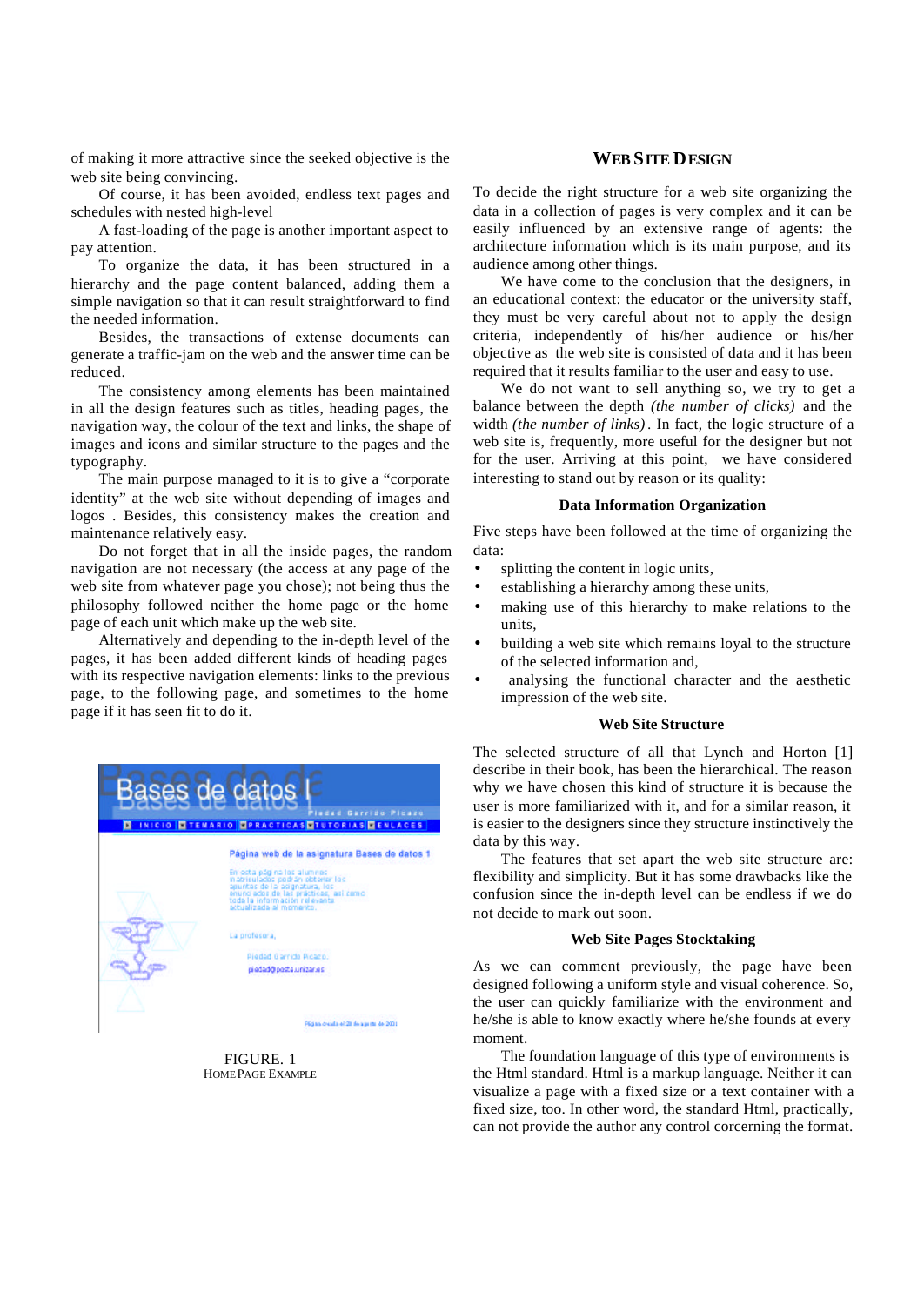of making it more attractive since the seeked objective is the web site being convincing.

Of course, it has been avoided, endless text pages and schedules with nested high-level

A fast-loading of the page is another important aspect to pay attention.

To organize the data, it has been structured in a hierarchy and the page content balanced, adding them a simple navigation so that it can result straightforward to find the needed information.

Besides, the transactions of extense documents can generate a traffic-jam on the web and the answer time can be reduced.

The consistency among elements has been maintained in all the design features such as titles, heading pages, the navigation way, the colour of the text and links, the shape of images and icons and similar structure to the pages and the typography.

The main purpose managed to it is to give a "corporate identity" at the web site without depending of images and logos . Besides, this consistency makes the creation and maintenance relatively easy.

Do not forget that in all the inside pages, the random navigation are not necessary (the access at any page of the web site from whatever page you chose); not being thus the philosophy followed neither the home page or the home page of each unit which make up the web site.

Alternatively and depending to the in-depth level of the pages, it has been added different kinds of heading pages with its respective navigation elements: links to the previous page, to the following page, and sometimes to the home page if it has seen fit to do it.

FIGURE. 1
HOME PAGE EXAMPLE

## WEB SITE DESIGN

To decide the right structure for a web site organizing the data in a collection of pages is very complex and it can be easily influenced by an extensive range of agents: the architecture information which is its main purpose, and its audience among other things.

We have come to the conclusion that the designers, in an educational context: the educator or the university staff, they must be very careful about not to apply the design criteria, independently of his/her audience or his/her objective as the web site is consisted of data and it has been required that it results familiar to the user and easy to use.

We do not want to sell anything so, we try to get a balance between the depth *(the number of clicks)* and the width *(the number of links)*. In fact, the logic structure of a web site is, frequently, more useful for the designer but not for the user. Arriving at this point, we have considered interesting to stand out by reason or its quality:

### Data Information Organization

Five steps have been followed at the time of organizing the data:

- splitting the content in logic units,
- establishing a hierarchy among these units,
- making use of this hierarchy to make relations to the units,
- building a web site which remains loyal to the structure of the selected information and,
- analysing the functional character and the aesthetic impression of the web site.

### Web Site Structure

The selected structure of all that Lynch and Horton [1] describe in their book, has been the hierarchical. The reason why we have chosen this kind of structure it is because the user is more familiarized with it, and for a similar reason, it is easier to the designers since they structure instinctively the data by this way.

The features that set apart the web site structure are: flexibility and simplicity. But it has some drawbacks like the confusion since the in-depth level can be endless if we do not decide to mark out soon.

### Web Site Pages Stocktaking

As we can comment previously, the page have been designed following a uniform style and visual coherence. So, the user can quickly familiarize with the environment and he/she is able to know exactly where he/she founds at every moment.

The foundation language of this type of environments is the Html standard. Html is a markup language. Neither it can visualize a page with a fixed size or a text container with a fixed size, too. In other word, the standard Html, practically, can not provide the author any control corcerning the format.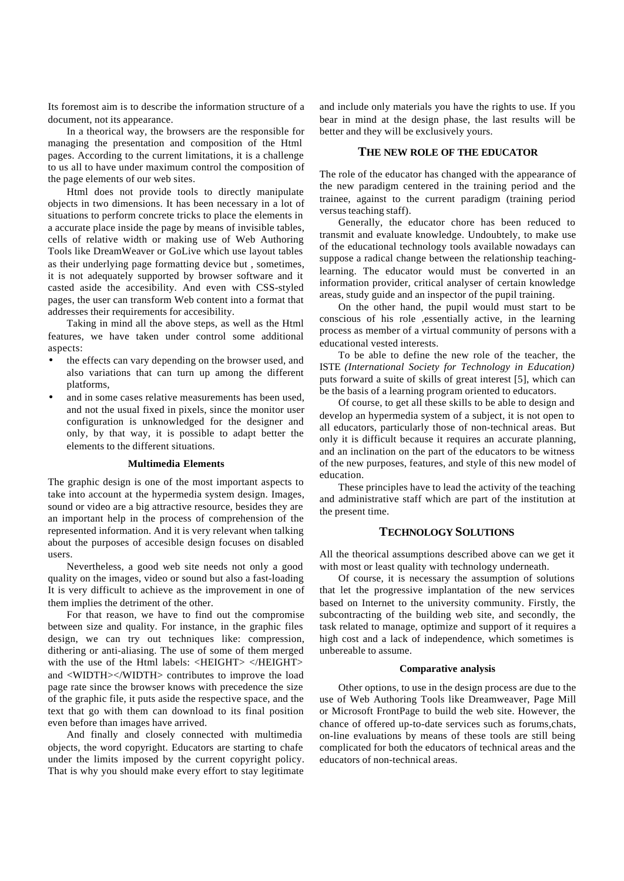Its foremost aim is to describe the information structure of a document, not its appearance.

In a theorical way, the browsers are the responsible for managing the presentation and composition of the Html pages. According to the current limitations, it is a challenge to us all to have under maximum control the composition of the page elements of our web sites.

Html does not provide tools to directly manipulate objects in two dimensions. It has been necessary in a lot of situations to perform concrete tricks to place the elements in a accurate place inside the page by means of invisible tables, cells of relative width or making use of Web Authoring Tools like DreamWeaver or GoLive which use layout tables as their underlying page formatting device but , sometimes, it is not adequately supported by browser software and it casted aside the accesibility. And even with CSS-styled pages, the user can transform Web content into a format that addresses their requirements for accesibility.

Taking in mind all the above steps, as well as the Html features, we have taken under control some additional aspects:

- the effects can vary depending on the browser used, and also variations that can turn up among the different platforms,
- and in some cases relative measurements has been used, and not the usual fixed in pixels, since the monitor user configuration is unknowledged for the designer and only, by that way, it is possible to adapt better the elements to the different situations.

### Multimedia Elements

The graphic design is one of the most important aspects to take into account at the hypermedia system design. Images, sound or video are a big attractive resource, besides they are an important help in the process of comprehension of the represented information. And it is very relevant when talking about the purposes of accesible design focuses on disabled users.

Nevertheless, a good web site needs not only a good quality on the images, video or sound but also a fast-loading It is very difficult to achieve as the improvement in one of them implies the detriment of the other.

For that reason, we have to find out the compromise between size and quality. For instance, in the graphic files design, we can try out techniques like: compression, dithering or anti-aliasing. The use of some of them merged with the use of the Html labels: <HEIGHT> </HEIGHT> and <WIDTH></WIDTH> contributes to improve the load page rate since the browser knows with precedence the size of the graphic file, it puts aside the respective space, and the text that go with them can download to its final position even before than images have arrived.

And finally and closely connected with multimedia objects, the word copyright. Educators are starting to chafe under the limits imposed by the current copyright policy. That is why you should make every effort to stay legitimate and include only materials you have the rights to use. If you bear in mind at the design phase, the last results will be better and they will be exclusively yours.

## THE NEW ROLE OF THE EDUCATOR

The role of the educator has changed with the appearance of the new paradigm centered in the training period and the trainee, against to the current paradigm (training period versus teaching staff).

Generally, the educator chore has been reduced to transmit and evaluate knowledge. Undoubtely, to make use of the educational technology tools available nowadays can suppose a radical change between the relationship teaching-learning. The educator would must be converted in an information provider, critical analyser of certain knowledge areas, study guide and an inspector of the pupil training.

On the other hand, the pupil would must start to be conscious of his role ,essentially active, in the learning process as member of a virtual community of persons with a educational vested interests.

To be able to define the new role of the teacher, the ISTE *(International Society for Technology in Education)* puts forward a suite of skills of great interest [5], which can be the basis of a learning program oriented to educators.

Of course, to get all these skills to be able to design and develop an hypermedia system of a subject, it is not open to all educators, particularly those of non-technical areas. But only it is difficult because it requires an accurate planning, and an inclination on the part of the educators to be witness of the new purposes, features, and style of this new model of education.

These principles have to lead the activity of the teaching and administrative staff which are part of the institution at the present time.

## TECHNOLOGY SOLUTIONS

All the theorical assumptions described above can we get it with most or least quality with technology underneath.

Of course, it is necessary the assumption of solutions that let the progressive implantation of the new services based on Internet to the university community. Firstly, the subcontracting of the building web site, and secondly, the task related to manage, optimize and support of it requires a high cost and a lack of independence, which sometimes is unbereable to assume.

### Comparative analysis

Other options, to use in the design process are due to the use of Web Authoring Tools like Dreamweaver, Page Mill or Microsoft FrontPage to build the web site. However, the chance of offered up-to-date services such as forums,chats, on-line evaluations by means of these tools are still being complicated for both the educators of technical areas and the educators of non-technical areas.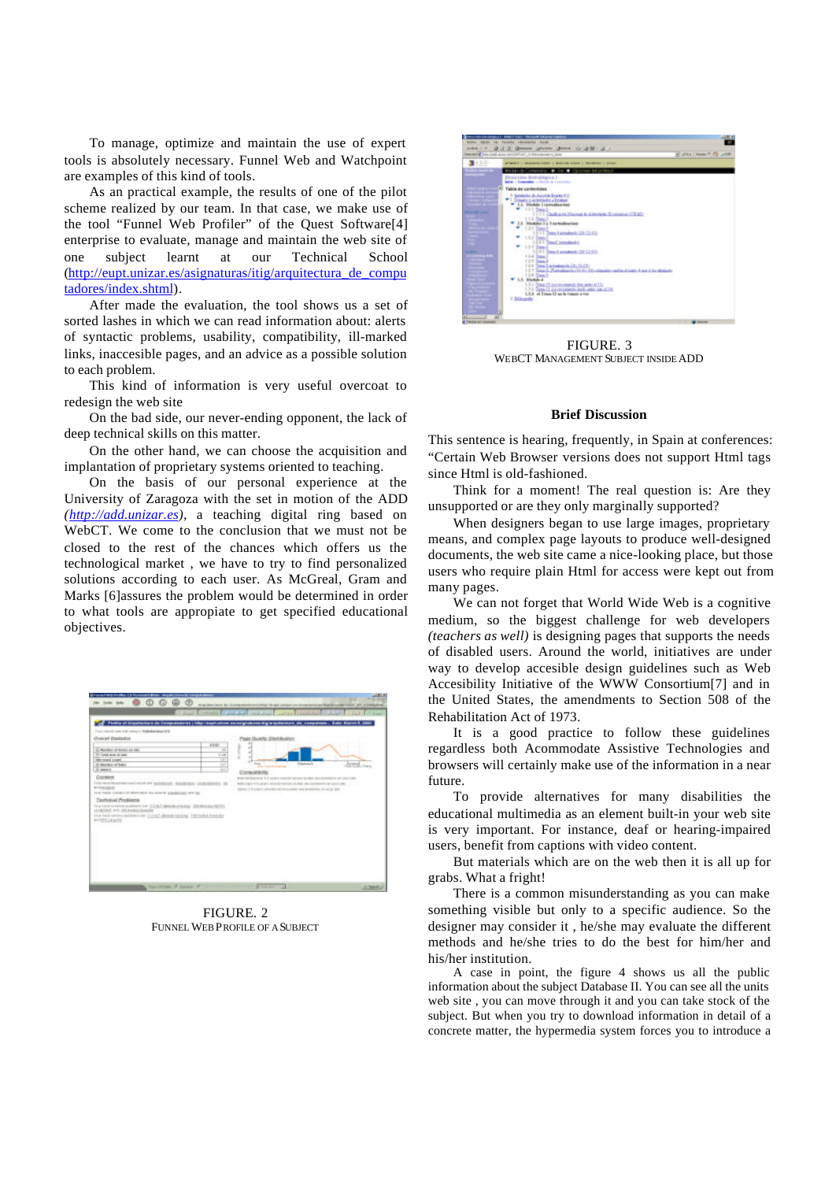To manage, optimize and maintain the use of expert tools is absolutely necessary. Funnel Web and Watchpoint are examples of this kind of tools.

As an practical example, the results of one of the pilot scheme realized by our team. In that case, we make use of the tool "Funnel Web Profiler" of the Quest Software[4] enterprise to evaluate, manage and maintain the web site of one subject learnt at our Technical School (http://eupt.unizar.es/asignaturas/itig/arquitectura_de_computadores/index.shtml).

After made the evaluation, the tool shows us a set of sorted lashes in which we can read information about: alerts of syntactic problems, usability, compatibility, ill-marked links, inaccesible pages, and an advice as a possible solution to each problem.

This kind of information is very useful overcoat to redesign the web site

On the bad side, our never-ending opponent, the lack of deep technical skills on this matter.

On the other hand, we can choose the acquisition and implantation of proprietary systems oriented to teaching.

On the basis of our personal experience at the University of Zaragoza with the set in motion of the ADD (*http://add.unizar.es*), a teaching digital ring based on WebCT. We come to the conclusion that we must not be closed to the rest of the chances which offers us the technological market , we have to try to find personalized solutions according to each user. As McGreal, Gram and Marks [6]assures the problem would be determined in order to what tools are appropiate to get specified educational objectives.

FIGURE. 2
FUNNEL WEB PROFILE OF A SUBJECT

FIGURE. 3
WEBCT MANAGEMENT SUBJECT INSIDE ADD

### Brief Discussion

This sentence is hearing, frequently, in Spain at conferences: "Certain Web Browser versions does not support Html tags since Html is old-fashioned.

Think for a moment! The real question is: Are they unsupported or are they only marginally supported?

When designers began to use large images, proprietary means, and complex page layouts to produce well-designed documents, the web site came a nice-looking place, but those users who require plain Html for access were kept out from many pages.

We can not forget that World Wide Web is a cognitive medium, so the biggest challenge for web developers *(teachers as well)* is designing pages that supports the needs of disabled users. Around the world, initiatives are under way to develop accesible design guidelines such as Web Accesibility Initiative of the WWW Consortium[7] and in the United States, the amendments to Section 508 of the Rehabilitation Act of 1973.

It is a good practice to follow these guidelines regardless both Acommodate Assistive Technologies and browsers will certainly make use of the information in a near future.

To provide alternatives for many disabilities the educational multimedia as an element built-in your web site is very important. For instance, deaf or hearing-impaired users, benefit from captions with video content.

But materials which are on the web then it is all up for grabs. What a fright!

There is a common misunderstanding as you can make something visible but only to a specific audience. So the designer may consider it , he/she may evaluate the different methods and he/she tries to do the best for him/her and his/her institution.

A case in point, the figure 4 shows us all the public information about the subject Database II. You can see all the units web site , you can move through it and you can take stock of the subject. But when you try to download information in detail of a concrete matter, the hypermedia system forces you to introduce a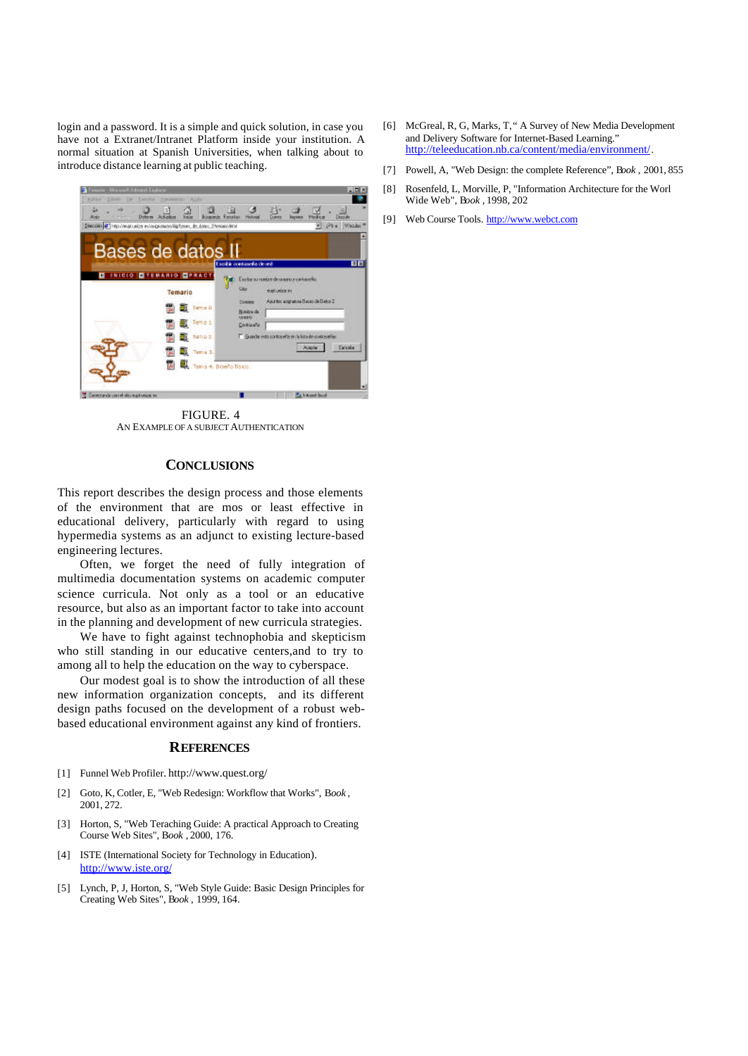login and a password. It is a simple and quick solution, in case you have not a Extranet/Intranet Platform inside your institution. A normal situation at Spanish Universities, when talking about to introduce distance learning at public teaching.

FIGURE. 4
AN EXAMPLE OF A SUBJECT AUTHENTICATION

## CONCLUSIONS

This report describes the design process and those elements of the environment that are mos or least effective in educational delivery, particularly with regard to using hypermedia systems as an adjunct to existing lecture-based engineering lectures.

Often, we forget the need of fully integration of multimedia documentation systems on academic computer science curricula. Not only as a tool or an educative resource, but also as an important factor to take into account in the planning and development of new curricula strategies.

We have to fight against technophobia and skepticism who still standing in our educative centers,and to try to among all to help the education on the way to cyberspace.

Our modest goal is to show the introduction of all these new information organization concepts, and its different design paths focused on the development of a robust web-based educational environment against any kind of frontiers.

## REFERENCES

[1] Funnel Web Profiler. http://www.quest.org/

[2] Goto, K, Cotler, E, "Web Redesign: Workflow that Works", *Book* , 2001, 272.

[3] Horton, S, "Web Teraching Guide: A practical Approach to Creating Course Web Sites", *Book* , 2000, 176.

[4] ISTE (International Society for Technology in Education). http://www.iste.org/

[5] Lynch, P, J, Horton, S, "Web Style Guide: Basic Design Principles for Creating Web Sites", *Book* , 1999, 164.

[6] McGreal, R, G, Marks, T, " A Survey of New Media Development and Delivery Software for Internet-Based Learning." http://teleeducation.nb.ca/content/media/environment/.

[7] Powell, A, "Web Design: the complete Reference", *Book* , 2001, 855

[8] Rosenfeld, L, Morville, P, "Information Architecture for the Worl Wide Web", *Book* , 1998, 202

[9] Web Course Tools. http://www.webct.com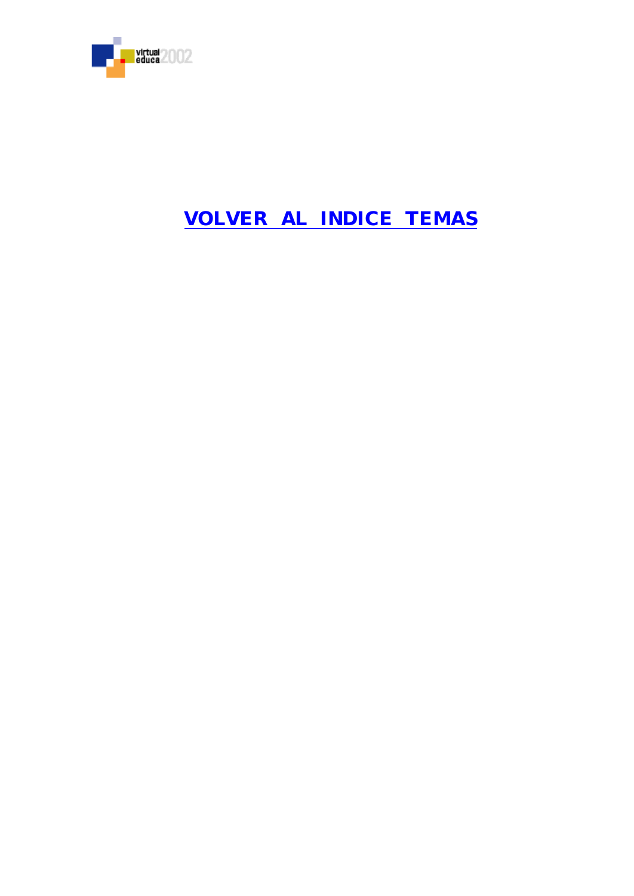**VOLVER AL INDICE TEMAS**